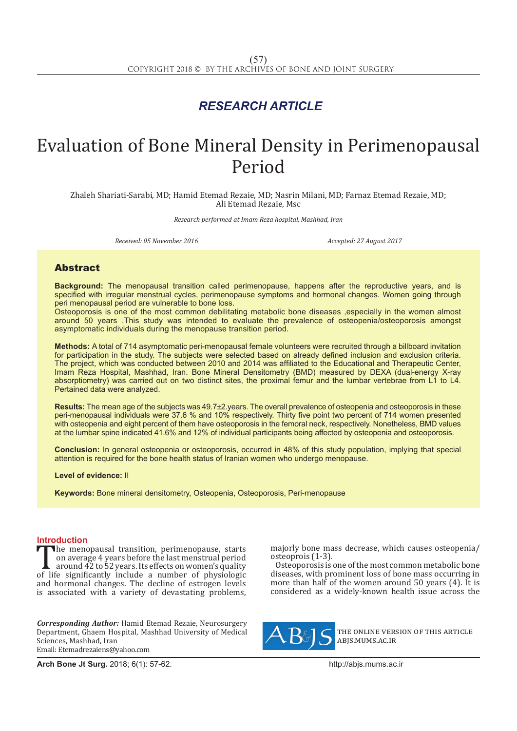RESEARCH ARTICLE

# Evaluation of Bone Mineral Density in Perimenopausal Period

Zhaleh Shariati-Sarabi, MD; Hamid Etemad Rezaie, MD; Nasrin Milani, MD; Farnaz Etemad Rezaie, MD; Ali Etemad Rezaie, Msc

*Research performed at Imam Reza hospital, Mashhad, Iran*

*Received: 05 November 2016* *Accepted: 27 August 2017*

## Abstract

**Background:** The menopausal transition called perimenopause, happens after the reproductive years, and is specified with irregular menstrual cycles, perimenopause symptoms and hormonal changes. Women going through peri menopausal period are vulnerable to bone loss.
Osteoporosis is one of the most common debilitating metabolic bone diseases ,especially in the women almost around 50 years .This study was intended to evaluate the prevalence of osteopenia/osteoporosis amongst asymptomatic individuals during the menopause transition period.

**Methods:** A total of 714 asymptomatic peri-menopausal female volunteers were recruited through a billboard invitation for participation in the study. The subjects were selected based on already defined inclusion and exclusion criteria. The project, which was conducted between 2010 and 2014 was affiliated to the Educational and Therapeutic Center, Imam Reza Hospital, Mashhad, Iran. Bone Mineral Densitometry (BMD) measured by DEXA (dual-energy X-ray absorptiometry) was carried out on two distinct sites, the proximal femur and the lumbar vertebrae from L1 to L4. Pertained data were analyzed.

**Results:** The mean age of the subjects was 49.7±2.years. The overall prevalence of osteopenia and osteoporosis in these peri-menopausal individuals were 37.6 % and 10% respectively. Thirty five point two percent of 714 women presented with osteopenia and eight percent of them have osteoporosis in the femoral neck, respectively. Nonetheless, BMD values at the lumbar spine indicated 41.6% and 12% of individual participants being affected by osteopenia and osteoporosis.

**Conclusion:** In general osteopenia or osteoporosis, occurred in 48% of this study population, implying that special attention is required for the bone health status of Iranian women who undergo menopause.

**Level of evidence:** II

**Keywords:** Bone mineral densitometry, Osteopenia, Osteoporosis, Peri-menopause

## Introduction

The menopausal transition, perimenopause, starts on average 4 years before the last menstrual period around 42 to 52 years. Its effects on women's quality of life significantly include a number of physiologic and hormonal changes. The decline of estrogen levels is associated with a variety of devastating problems, majorly bone mass decrease, which causes osteopenia/osteoprois (1-3).

Osteoporosis is one of the most common metabolic bone diseases, with prominent loss of bone mass occurring in more than half of the women around 50 years (4). It is considered as a widely-known health issue across the

*Corresponding Author:* Hamid Etemad Rezaie, Neurosurgery Department, Ghaem Hospital, Mashhad University of Medical Sciences, Mashhad, Iran
Email: Etemadrezaiens@yahoo.com

THE ONLINE VERSION OF THIS ARTICLE ABJS.MUMS.AC.IR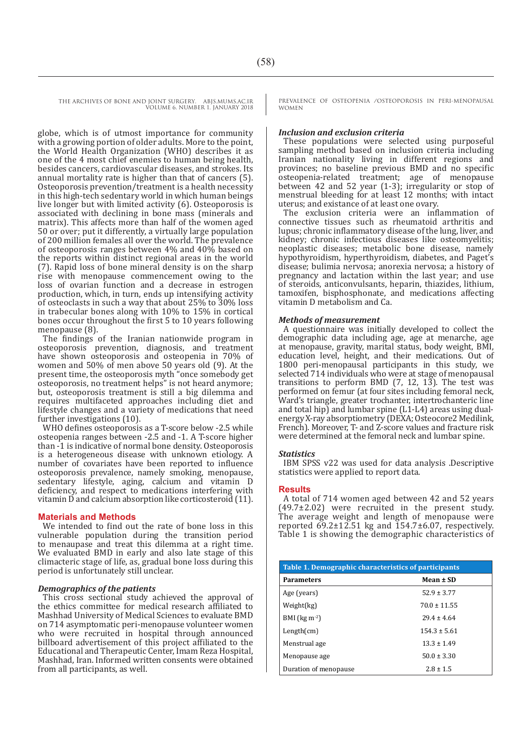globe, which is of utmost importance for community with a growing portion of older adults. More to the point, the World Health Organization (WHO) describes it as one of the 4 most chief enemies to human being health, besides cancers, cardiovascular diseases, and strokes. Its annual mortality rate is higher than that of cancers (5). Osteoporosis prevention/treatment is a health necessity in this high-tech sedentary world in which human beings live longer but with limited activity (6). Osteoporosis is associated with declining in bone mass (minerals and matrix). This affects more than half of the women aged 50 or over; put it differently, a virtually large population of 200 million females all over the world. The prevalence of osteoporosis ranges between 4% and 40% based on the reports within distinct regional areas in the world (7). Rapid loss of bone mineral density is on the sharp rise with menopause commencement owing to the loss of ovarian function and a decrease in estrogen production, which, in turn, ends up intensifying activity of osteoclasts in such a way that about 25% to 30% loss in trabecular bones along with 10% to 15% in cortical bones occur throughout the first 5 to 10 years following menopause (8).

The findings of the Iranian nationwide program in osteoporosis prevention, diagnosis, and treatment have shown osteoporosis and osteopenia in 70% of women and 50% of men above 50 years old (9). At the present time, the osteoporosis myth "once somebody get osteoporosis, no treatment helps" is not heard anymore; but, osteoporosis treatment is still a big dilemma and requires multifaceted approaches including diet and lifestyle changes and a variety of medications that need further investigations (10).

WHO defines osteoporosis as a T-score below -2.5 while osteopenia ranges between -2.5 and -1. A T-score higher than -1 is indicative of normal bone density. Osteoporosis is a heterogeneous disease with unknown etiology. A number of covariates have been reported to influence osteoporosis prevalence, namely smoking, menopause, sedentary lifestyle, aging, calcium and vitamin D deficiency, and respect to medications interfering with vitamin D and calcium absorption like corticosteroid (11).

## Materials and Methods

We intended to find out the rate of bone loss in this vulnerable population during the transition period to menaupase and treat this dilemma at a right time. We evaluated BMD in early and also late stage of this climacteric stage of life, as, gradual bone loss during this period is unfortunately still unclear.

### *Demographics of the patients*

This cross sectional study achieved the approval of the ethics committee for medical research affiliated to Mashhad University of Medical Sciences to evaluate BMD on 714 asymptomatic peri-menopause volunteer women who were recruited in hospital through announced billboard advertisement of this project affiliated to the Educational and Therapeutic Center, Imam Reza Hospital, Mashhad, Iran. Informed written consents were obtained from all participants, as well.

### *Inclusion and exclusion criteria*

These populations were selected using purposeful sampling method based on inclusion criteria including Iranian nationality living in different regions and provinces; no baseline previous BMD and no specific osteopenia-related treatment; age of menopause between 42 and 52 year (1-3); irregularity or stop of menstrual bleeding for at least 12 months; with intact uterus; and existance of at least one ovary.

The exclusion criteria were an inflammation of connective tissues such as rheumatoid arthritis and lupus; chronic inflammatory disease of the lung, liver, and kidney; chronic infectious diseases like osteomyelitis; neoplastic diseases; metabolic bone disease, namely hypothyroidism, hyperthyroidism, diabetes, and Paget's disease; bulimia nervosa; anorexia nervosa; a history of pregnancy and lactation within the last year; and use of steroids, anticonvulsants, heparin, thiazides, lithium, tamoxifen, bisphosphonate, and medications affecting vitamin D metabolism and Ca.

### *Methods of measurement*

A questionnaire was initially developed to collect the demographic data including age, age at menarche, age at menopause, gravity, marital status, body weight, BMI, education level, height, and their medications. Out of 1800 peri-menopausal participants in this study, we selected 714 individuals who were at stage of menopausal transitions to perform BMD (7, 12, 13). The test was performed on femur (at four sites including femoral neck, Ward's triangle, greater trochanter, intertrochanteric line and total hip) and lumbar spine (L1-L4) areas using dual-energy X-ray absorptiometry (DEXA; Osteocore2 Medilink, French). Moreover, T- and Z-score values and fracture risk were determined at the femoral neck and lumbar spine.

### *Statistics*

IBM SPSS v22 was used for data analysis .Descriptive statistics were applied to report data.

## Results

A total of 714 women aged between 42 and 52 years (49.7±2.02) were recruited in the present study. The average weight and length of menopause were reported 69.2±12.51 kg and 154.7±6.07, respectively. Table 1 is showing the demographic characteristics of

**Table 1. Demographic characteristics of participants**

| Parameters | Mean ± SD |
|---|---|
| Age (years) | 52.9 ± 3.77 |
| Weight(kg) | 70.0 ± 11.55 |
| BMI (kg m$^{-2}$) | 29.4 ± 4.64 |
| Length(cm) | 154.3 ± 5.61 |
| Menstrual age | 13.3 ± 1.49 |
| Menopause age | 50.0 ± 3.30 |
| Duration of menopause | 2.8 ± 1.5 |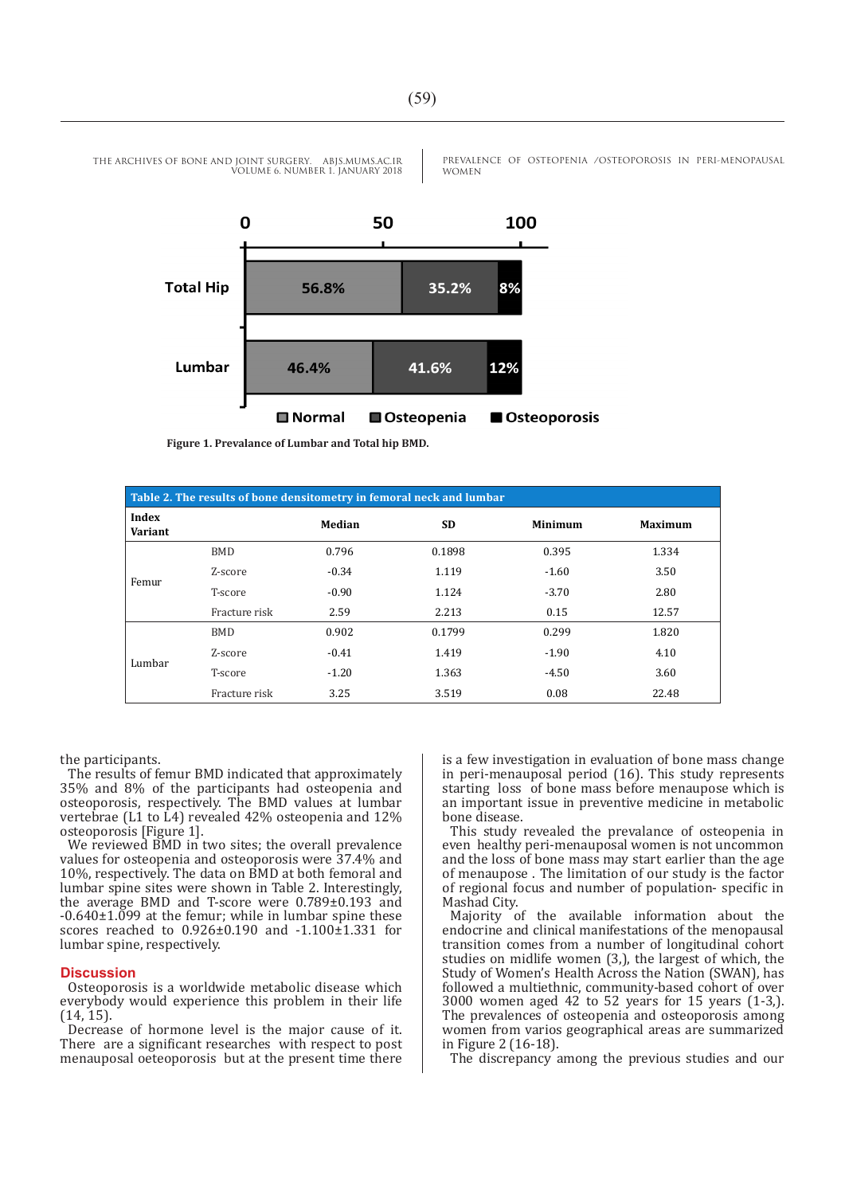Figure 1. Prevalance of Lumbar and Total hip BMD.

| Index Variant | | Median | SD | Minimum | Maximum |
|---|---|---|---|---|---|
| Femur | BMD | 0.796 | 0.1898 | 0.395 | 1.334 |
| | Z-score | -0.34 | 1.119 | -1.60 | 3.50 |
| | T-score | -0.90 | 1.124 | -3.70 | 2.80 |
| | Fracture risk | 2.59 | 2.213 | 0.15 | 12.57 |
| Lumbar | BMD | 0.902 | 0.1799 | 0.299 | 1.820 |
| | Z-score | -0.41 | 1.419 | -1.90 | 4.10 |
| | T-score | -1.20 | 1.363 | -4.50 | 3.60 |
| | Fracture risk | 3.25 | 3.519 | 0.08 | 22.48 |

Table 2. The results of bone densitometry in femoral neck and lumbar

the participants.

The results of femur BMD indicated that approximately 35% and 8% of the participants had osteopenia and osteoporosis, respectively. The BMD values at lumbar vertebrae (L1 to L4) revealed 42% osteopenia and 12% osteoporosis [Figure 1].

We reviewed BMD in two sites; the overall prevalence values for osteopenia and osteoporosis were 37.4% and 10%, respectively. The data on BMD at both femoral and lumbar spine sites were shown in Table 2. Interestingly, the average BMD and T-score were 0.789±0.193 and -0.640±1.099 at the femur; while in lumbar spine these scores reached to 0.926±0.190 and -1.100±1.331 for lumbar spine, respectively.

## Discussion

Osteoporosis is a worldwide metabolic disease which everybody would experience this problem in their life (14, 15).

Decrease of hormone level is the major cause of it. There are a significant researches with respect to post menauposal oeteoporosis but at the present time there is a few investigation in evaluation of bone mass change in peri-menaupoasal period (16). This study represents starting loss of bone mass before menaupose which is an important issue in preventive medicine in metabolic bone disease.

This study revealed the prevalance of osteopenia in even healthy peri-menauposal women is not uncommon and the loss of bone mass may start earlier than the age of menaupose . The limitation of our study is the factor of regional focus and number of population- specific in Mashad City.

Majority of the available information about the endocrine and clinical manifestations of the menopausal transition comes from a number of longitudinal cohort studies on midlife women (3,), the largest of which, the Study of Women's Health Across the Nation (SWAN), has followed a multiethnic, community-based cohort of over 3000 women aged 42 to 52 years for 15 years (1-3,). The prevalences of osteopenia and osteoporosis among women from varios geographical areas are summarized in Figure 2 (16-18).

The discrepancy among the previous studies and our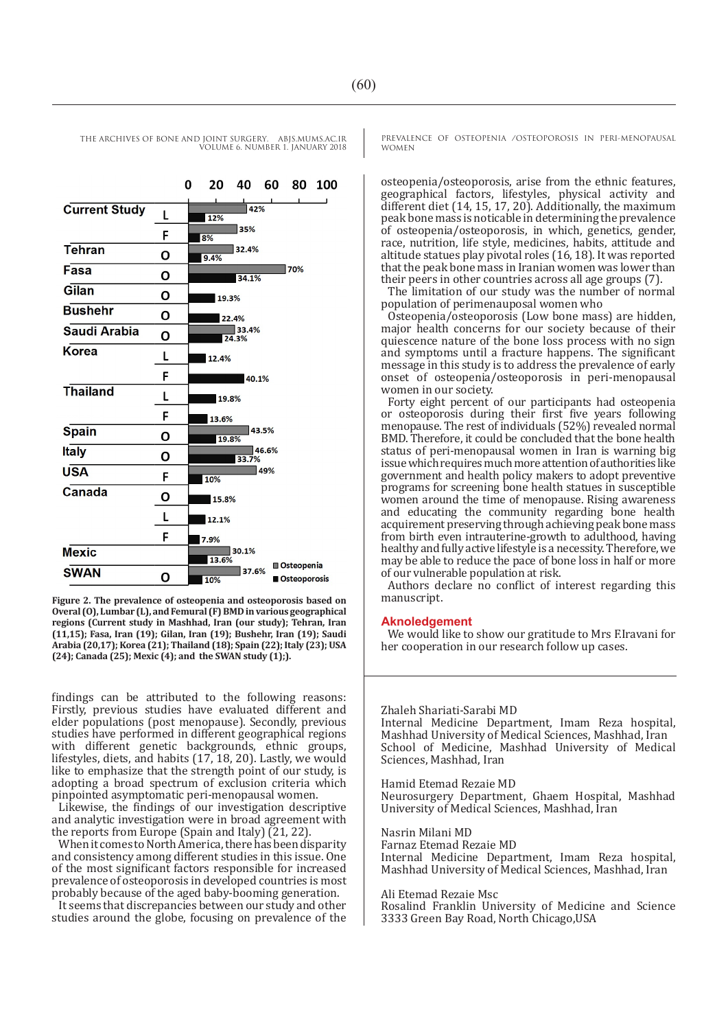| Study | Site | Osteopenia | Osteoporosis |
|---|---|---|---|
| Current Study | L | 42% | 12% |
| | F | 35% | 8% |
| Tehran | O | 32.4% | 9.4% |
| Fasa | O | 70% | 34.1% |
| Gilan | O | | 19.3% |
| Bushehr | O | | 22.4% |
| Saudi Arabia | O | 33.4% | 24.3% |
| Korea | L | | 12.4% |
| | F | | 40.1% |
| Thailand | L | | 19.8% |
| | F | | 13.6% |
| Spain | O | 43.5% | 19.8% |
| Italy | O | 46.6% | 33.7% |
| USA | F | 49% | 10% |
| Canada | O | | 15.8% |
| | L | | 12.1% |
| | F | | 7.9% |
| Mexic | | 30.1% | 13.6% |
| SWAN | O | 37.6% | 10% |

**Figure 2. The prevalence of osteopenia and osteoporosis based on Overal (O), Lumbar (L), and Femural (F) BMD in various geographical regions (Current study in Mashhad, Iran (our study); Tehran, Iran (11,15); Fasa, Iran (19); Gilan, Iran (19); Bushehr, Iran (19); Saudi Arabia (20,17); Korea (21); Thailand (18); Spain (22); Italy (23); USA (24); Canada (25); Mexic (4); and the SWAN study (1);).**

findings can be attributed to the following reasons: Firstly, previous studies have evaluated different and elder populations (post menopause). Secondly, previous studies have performed in different geographical regions with different genetic backgrounds, ethnic groups, lifestyles, diets, and habits (17, 18, 20). Lastly, we would like to emphasize that the strength point of our study, is adopting a broad spectrum of exclusion criteria which pinpointed asymptomatic peri-menopausal women.

Likewise, the findings of our investigation descriptive and analytic investigation were in broad agreement with the reports from Europe (Spain and Italy) (21, 22).

When it comes to North America, there has been disparity and consistency among different studies in this issue. One of the most significant factors responsible for increased prevalence of osteoporosis in developed countries is most probably because of the aged baby-booming generation.

It seems that discrepancies between our study and other studies around the globe, focusing on prevalence of the osteopenia/osteoporosis, arise from the ethnic features, geographical factors, lifestyles, physical activity and different diet (14, 15, 17, 20). Additionally, the maximum peak bone mass is noticable in determining the prevalence of osteopenia/osteoporosis, in which, genetics, gender, race, nutrition, life style, medicines, habits, attitude and altitude statues play pivotal roles (16, 18). It was reported that the peak bone mass in Iranian women was lower than their peers in other countries across all age groups (7).

The limitation of our study was the number of normal population of perimenauposal women who

Osteopenia/osteoporosis (Low bone mass) are hidden, major health concerns for our society because of their quiescence nature of the bone loss process with no sign and symptoms until a fracture happens. The significant message in this study is to address the prevalence of early onset of osteopenia/osteoporosis in peri-menopausal women in our society.

Forty eight percent of our participants had osteopenia or osteoporosis during their first five years following menopause. The rest of individuals (52%) revealed normal BMD. Therefore, it could be concluded that the bone health status of peri-menopausal women in Iran is warning big issue which requires much more attention of authorities like government and health policy makers to adopt preventive programs for screening bone health statues in susceptible women around the time of menopause. Rising awareness and educating the community regarding bone health acquirement preserving through achieving peak bone mass from birth even intrauterine-growth to adulthood, having healthy and fully active lifestyle is a necessity. Therefore, we may be able to reduce the pace of bone loss in half or more of our vulnerable population at risk.

Authors declare no conflict of interest regarding this manuscript.

## Aknoledgement

We would like to show our gratitude to Mrs F.Iravani for her cooperation in our research follow up cases.

Zhaleh Shariati-Sarabi MD
Internal Medicine Department, Imam Reza hospital, Mashhad University of Medical Sciences, Mashhad, Iran
School of Medicine, Mashhad University of Medical Sciences, Mashhad, Iran

Hamid Etemad Rezaie MD
Neurosurgery Department, Ghaem Hospital, Mashhad University of Medical Sciences, Mashhad, Iran

Nasrin Milani MD
Farnaz Etemad Rezaie MD
Internal Medicine Department, Imam Reza hospital, Mashhad University of Medical Sciences, Mashhad, Iran

Ali Etemad Rezaie Msc
Rosalind Franklin University of Medicine and Science 3333 Green Bay Road, North Chicago,USA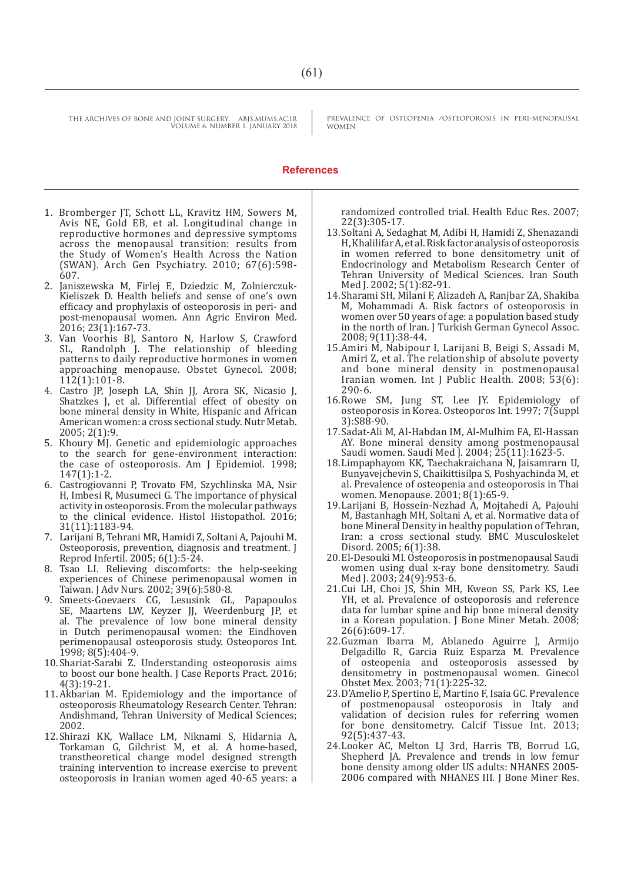## References

1. Bromberger JT, Schott LL, Kravitz HM, Sowers M, Avis NE, Gold EB, et al. Longitudinal change in reproductive hormones and depressive symptoms across the menopausal transition: results from the Study of Women's Health Across the Nation (SWAN). Arch Gen Psychiatry. 2010; 67(6):598-607.
2. Janiszewska M, Firlej E, Dziedzic M, Zolnierczuk-Kieliszek D. Health beliefs and sense of one's own efficacy and prophylaxis of osteoporosis in peri- and post-menopausal women. Ann Agric Environ Med. 2016; 23(1):167-73.
3. Van Voorhis BJ, Santoro N, Harlow S, Crawford SL, Randolph J. The relationship of bleeding patterns to daily reproductive hormones in women approaching menopause. Obstet Gynecol. 2008; 112(1):101-8.
4. Castro JP, Joseph LA, Shin JJ, Arora SK, Nicasio J, Shatzkes J, et al. Differential effect of obesity on bone mineral density in White, Hispanic and African American women: a cross sectional study. Nutr Metab. 2005; 2(1):9.
5. Khoury MJ. Genetic and epidemiologic approaches to the search for gene-environment interaction: the case of osteoporosis. Am J Epidemiol. 1998; 147(1):1-2.
6. Castrogiovanni P, Trovato FM, Szychlinska MA, Nsir H, Imbesi R, Musumeci G. The importance of physical activity in osteoporosis. From the molecular pathways to the clinical evidence. Histol Histopathol. 2016; 31(11):1183-94.
7. Larijani B, Tehrani MR, Hamidi Z, Soltani A, Pajouhi M. Osteoporosis, prevention, diagnosis and treatment. J Reprod Infertil. 2005; 6(1):5-24.
8. Tsao LI. Relieving discomforts: the help-seeking experiences of Chinese perimenopausal women in Taiwan. J Adv Nurs. 2002; 39(6):580-8.
9. Smeets-Goevaers CG, Lesusink GL, Papapoulos SE, Maartens LW, Keyzer JJ, Weerdenburg JP, et al. The prevalence of low bone mineral density in Dutch perimenopausal women: the Eindhoven perimenopausal osteoporosis study. Osteoporos Int. 1998; 8(5):404-9.
10. Shariat-Sarabi Z. Understanding osteoporosis aims to boost our bone health. J Case Reports Pract. 2016; 4(3):19-21.
11. Akbarian M. Epidemiology and the importance of osteoporosis Rheumatology Research Center. Tehran: Andishmand, Tehran University of Medical Sciences; 2002.
12. Shirazi KK, Wallace LM, Niknami S, Hidarnia A, Torkaman G, Gilchrist M, et al. A home-based, transtheoretical change model designed strength training intervention to increase exercise to prevent osteoporosis in Iranian women aged 40-65 years: a randomized controlled trial. Health Educ Res. 2007; 22(3):305-17.
13. Soltani A, Sedaghat M, Adibi H, Hamidi Z, Shenazandi H, Khalilifar A, et al. Risk factor analysis of osteoporosis in women referred to bone densitometry unit of Endocrinology and Metabolism Research Center of Tehran University of Medical Sciences. Iran South Med J. 2002; 5(1):82-91.
14. Sharami SH, Milani F, Alizadeh A, Ranjbar ZA, Shakiba M, Mohammadi A. Risk factors of osteoporosis in women over 50 years of age: a population based study in the north of Iran. J Turkish German Gynecol Assoc. 2008; 9(11):38-44.
15. Amiri M, Nabipour I, Larijani B, Beigi S, Assadi M, Amiri Z, et al. The relationship of absolute poverty and bone mineral density in postmenopausal Iranian women. Int J Public Health. 2008; 53(6): 290-6.
16. Rowe SM, Jung ST, Lee JY. Epidemiology of osteoporosis in Korea. Osteoporos Int. 1997; 7(Suppl 3):S88-90.
17. Sadat-Ali M, Al-Habdan IM, Al-Mulhim FA, El-Hassan AY. Bone mineral density among postmenopausal Saudi women. Saudi Med J. 2004; 25(11):1623-5.
18. Limpaphayom KK, Taechakraichana N, Jaisamrarn U, Bunyavejchevin S, Chaikittisilpa S, Poshyachinda M, et al. Prevalence of osteopenia and osteoporosis in Thai women. Menopause. 2001; 8(1):65-9.
19. Larijani B, Hossein-Nezhad A, Mojtahedi A, Pajouhi M, Bastanhagh MH, Soltani A, et al. Normative data of bone Mineral Density in healthy population of Tehran, Iran: a cross sectional study. BMC Musculoskelet Disord. 2005; 6(1):38.
20. El-Desouki MI. Osteoporosis in postmenopausal Saudi women using dual x-ray bone densitometry. Saudi Med J. 2003; 24(9):953-6.
21. Cui LH, Choi JS, Shin MH, Kweon SS, Park KS, Lee YH, et al. Prevalence of osteoporosis and reference data for lumbar spine and hip bone mineral density in a Korean population. J Bone Miner Metab. 2008; 26(6):609-17.
22. Guzman Ibarra M, Ablanedo Aguirre J, Armijo Delgadillo R, Garcia Ruiz Esparza M. Prevalence of osteopenia and osteoporosis assessed by densitometry in postmenopausal women. Ginecol Obstet Mex. 2003; 71(1):225-32.
23. D'Amelio P, Spertino E, Martino F, Isaia GC. Prevalence of postmenopausal osteoporosis in Italy and validation of decision rules for referring women for bone densitometry. Calcif Tissue Int. 2013; 92(5):437-43.
24. Looker AC, Melton LJ 3rd, Harris TB, Borrud LG, Shepherd JA. Prevalence and trends in low femur bone density among older US adults: NHANES 2005-2006 compared with NHANES III. J Bone Miner Res.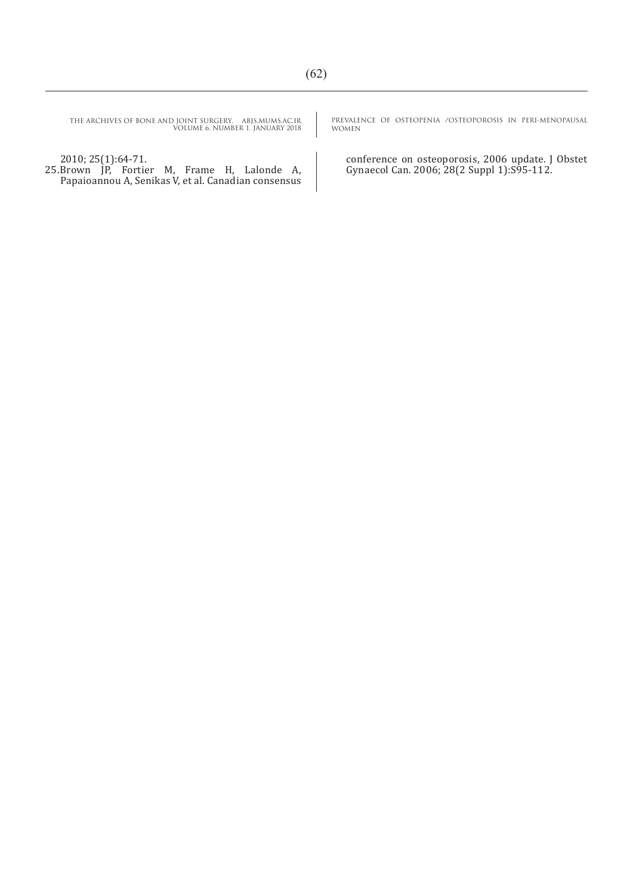2010; 25(1):64-71.

25. Brown JP, Fortier M, Frame H, Lalonde A, Papaioannou A, Senikas V, et al. Canadian consensus conference on osteoporosis, 2006 update. J Obstet Gynaecol Can. 2006; 28(2 Suppl 1):S95-112.